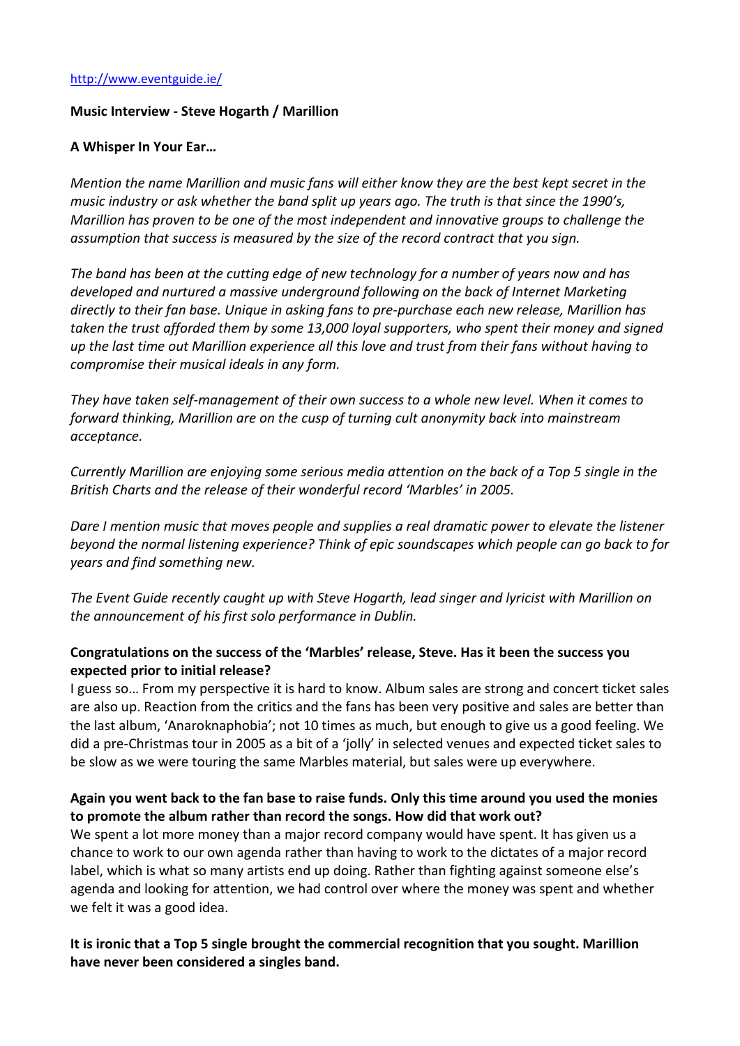http://www.eventguide.ie/

**Music Interview - Steve Hogarth / Marillion**

**A Whisper In Your Ear…**

*Mention the name Marillion and music fans will either know they are the best kept secret in the music industry or ask whether the band split up years ago. The truth is that since the 1990's, Marillion has proven to be one of the most independent and innovative groups to challenge the assumption that success is measured by the size of the record contract that you sign.*

*The band has been at the cutting edge of new technology for a number of years now and has developed and nurtured a massive underground following on the back of Internet Marketing directly to their fan base. Unique in asking fans to pre-purchase each new release, Marillion has taken the trust afforded them by some 13,000 loyal supporters, who spent their money and signed up the last time out Marillion experience all this love and trust from their fans without having to compromise their musical ideals in any form.*

*They have taken self-management of their own success to a whole new level. When it comes to forward thinking, Marillion are on the cusp of turning cult anonymity back into mainstream acceptance.*

*Currently Marillion are enjoying some serious media attention on the back of a Top 5 single in the British Charts and the release of their wonderful record 'Marbles' in 2005.*

*Dare I mention music that moves people and supplies a real dramatic power to elevate the listener beyond the normal listening experience? Think of epic soundscapes which people can go back to for years and find something new.*

*The Event Guide recently caught up with Steve Hogarth, lead singer and lyricist with Marillion on the announcement of his first solo performance in Dublin.*

**Congratulations on the success of the 'Marbles' release, Steve. Has it been the success you expected prior to initial release?**

I guess so… From my perspective it is hard to know. Album sales are strong and concert ticket sales are also up. Reaction from the critics and the fans has been very positive and sales are better than the last album, 'Anaroknaphobia'; not 10 times as much, but enough to give us a good feeling. We did a pre-Christmas tour in 2005 as a bit of a 'jolly' in selected venues and expected ticket sales to be slow as we were touring the same Marbles material, but sales were up everywhere.

**Again you went back to the fan base to raise funds. Only this time around you used the monies to promote the album rather than record the songs. How did that work out?**

We spent a lot more money than a major record company would have spent. It has given us a chance to work to our own agenda rather than having to work to the dictates of a major record label, which is what so many artists end up doing. Rather than fighting against someone else's agenda and looking for attention, we had control over where the money was spent and whether we felt it was a good idea.

**It is ironic that a Top 5 single brought the commercial recognition that you sought. Marillion have never been considered a singles band.**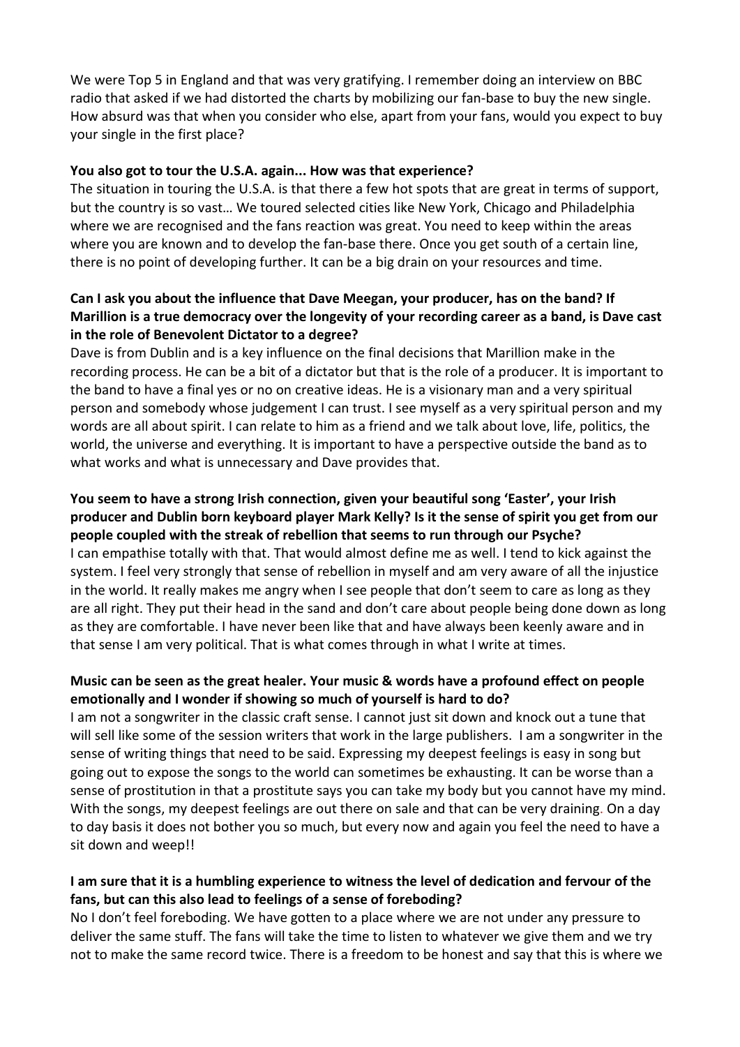We were Top 5 in England and that was very gratifying. I remember doing an interview on BBC radio that asked if we had distorted the charts by mobilizing our fan-base to buy the new single. How absurd was that when you consider who else, apart from your fans, would you expect to buy your single in the first place?

**You also got to tour the U.S.A. again... How was that experience?**

The situation in touring the U.S.A. is that there a few hot spots that are great in terms of support, but the country is so vast… We toured selected cities like New York, Chicago and Philadelphia where we are recognised and the fans reaction was great. You need to keep within the areas where you are known and to develop the fan-base there. Once you get south of a certain line, there is no point of developing further. It can be a big drain on your resources and time.

**Can I ask you about the influence that Dave Meegan, your producer, has on the band? If Marillion is a true democracy over the longevity of your recording career as a band, is Dave cast in the role of Benevolent Dictator to a degree?**

Dave is from Dublin and is a key influence on the final decisions that Marillion make in the recording process. He can be a bit of a dictator but that is the role of a producer. It is important to the band to have a final yes or no on creative ideas. He is a visionary man and a very spiritual person and somebody whose judgement I can trust. I see myself as a very spiritual person and my words are all about spirit. I can relate to him as a friend and we talk about love, life, politics, the world, the universe and everything. It is important to have a perspective outside the band as to what works and what is unnecessary and Dave provides that.

**You seem to have a strong Irish connection, given your beautiful song 'Easter', your Irish producer and Dublin born keyboard player Mark Kelly? Is it the sense of spirit you get from our people coupled with the streak of rebellion that seems to run through our Psyche?**

I can empathise totally with that. That would almost define me as well. I tend to kick against the system. I feel very strongly that sense of rebellion in myself and am very aware of all the injustice in the world. It really makes me angry when I see people that don't seem to care as long as they are all right. They put their head in the sand and don't care about people being done down as long as they are comfortable. I have never been like that and have always been keenly aware and in that sense I am very political. That is what comes through in what I write at times.

**Music can be seen as the great healer. Your music & words have a profound effect on people emotionally and I wonder if showing so much of yourself is hard to do?**

I am not a songwriter in the classic craft sense. I cannot just sit down and knock out a tune that will sell like some of the session writers that work in the large publishers. I am a songwriter in the sense of writing things that need to be said. Expressing my deepest feelings is easy in song but going out to expose the songs to the world can sometimes be exhausting. It can be worse than a sense of prostitution in that a prostitute says you can take my body but you cannot have my mind. With the songs, my deepest feelings are out there on sale and that can be very draining. On a day to day basis it does not bother you so much, but every now and again you feel the need to have a sit down and weep!!

**I am sure that it is a humbling experience to witness the level of dedication and fervour of the fans, but can this also lead to feelings of a sense of foreboding?**

No I don't feel foreboding. We have gotten to a place where we are not under any pressure to deliver the same stuff. The fans will take the time to listen to whatever we give them and we try not to make the same record twice. There is a freedom to be honest and say that this is where we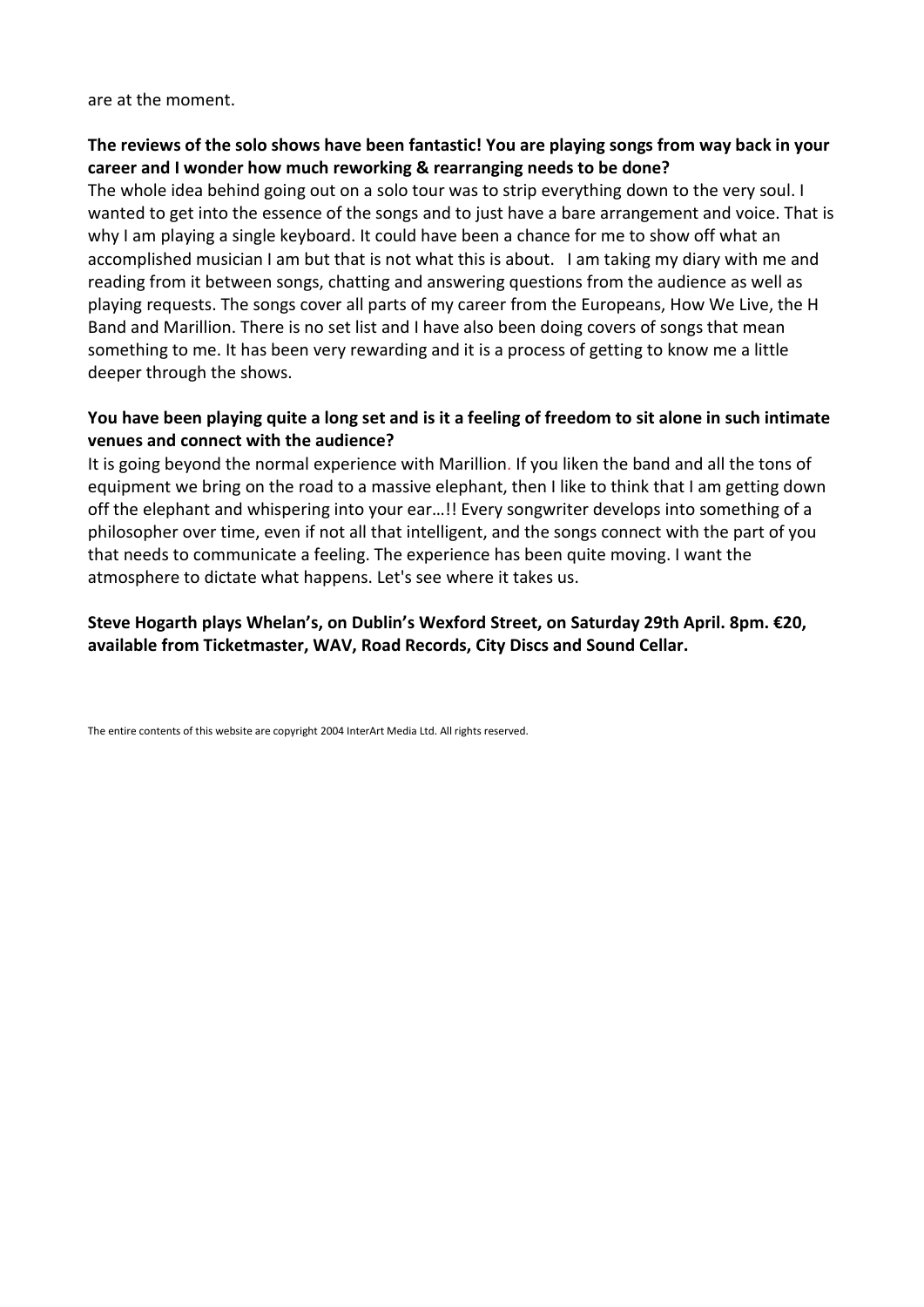are at the moment.

**The reviews of the solo shows have been fantastic! You are playing songs from way back in your career and I wonder how much reworking & rearranging needs to be done?**

The whole idea behind going out on a solo tour was to strip everything down to the very soul. I wanted to get into the essence of the songs and to just have a bare arrangement and voice. That is why I am playing a single keyboard. It could have been a chance for me to show off what an accomplished musician I am but that is not what this is about. I am taking my diary with me and reading from it between songs, chatting and answering questions from the audience as well as playing requests. The songs cover all parts of my career from the Europeans, How We Live, the H Band and Marillion. There is no set list and I have also been doing covers of songs that mean something to me. It has been very rewarding and it is a process of getting to know me a little deeper through the shows.

**You have been playing quite a long set and is it a feeling of freedom to sit alone in such intimate venues and connect with the audience?**

It is going beyond the normal experience with Marillion. If you liken the band and all the tons of equipment we bring on the road to a massive elephant, then I like to think that I am getting down off the elephant and whispering into your ear…!! Every songwriter develops into something of a philosopher over time, even if not all that intelligent, and the songs connect with the part of you that needs to communicate a feeling. The experience has been quite moving. I want the atmosphere to dictate what happens. Let's see where it takes us.

**Steve Hogarth plays Whelan's, on Dublin's Wexford Street, on Saturday 29th April. 8pm. €20, available from Ticketmaster, WAV, Road Records, City Discs and Sound Cellar.**

The entire contents of this website are copyright 2004 InterArt Media Ltd. All rights reserved.